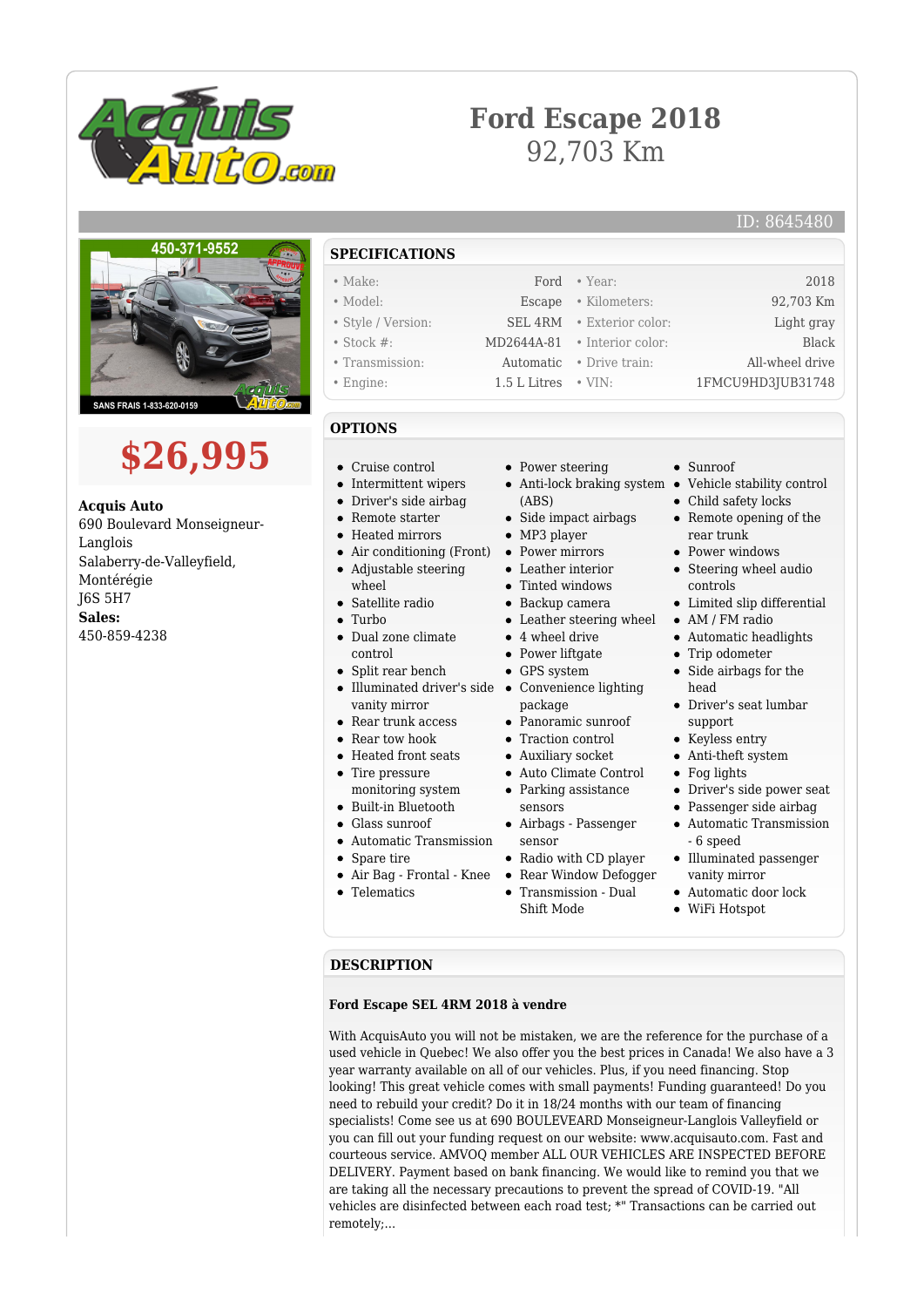# Ford Escape 2018

92,703 Km

ID: 8645480

# $26,995

**Acquis Auto**
690 Boulevard Monseigneur-Langlois
Salaberry-de-Valleyfield, Montérégie
J6S 5H7
**Sales:**
450-859-4238

## SPECIFICATIONS

| | | | |
|---|---|---|---|
| Make: | Ford | Year: | 2018 |
| Model: | Escape | Kilometers: | 92,703 Km |
| Style / Version: | SEL 4RM | Exterior color: | Light gray |
| Stock #: | MD2644A-81 | Interior color: | Black |
| Transmission: | Automatic | Drive train: | All-wheel drive |
| Engine: | 1.5 L Litres | VIN: | 1FMCU9HD3JUB31748 |

## OPTIONS

- Cruise control
- Intermittent wipers
- Driver's side airbag
- Remote starter
- Heated mirrors
- Air conditioning (Front)
- Adjustable steering wheel
- Satellite radio
- Turbo
- Dual zone climate control
- Split rear bench
- Illuminated driver's side vanity mirror
- Rear trunk access
- Rear tow hook
- Heated front seats
- Tire pressure monitoring system
- Built-in Bluetooth
- Glass sunroof
- Automatic Transmission
- Spare tire
- Air Bag - Frontal - Knee
- Telematics
- Power steering
- Anti-lock braking system (ABS)
- Side impact airbags
- MP3 player
- Power mirrors
- Leather interior
- Tinted windows
- Backup camera
- Leather steering wheel
- 4 wheel drive
- Power liftgate
- GPS system
- Convenience lighting package
- Panoramic sunroof
- Traction control
- Auxiliary socket
- Auto Climate Control
- Parking assistance sensors
- Airbags - Passenger sensor
- Radio with CD player
- Rear Window Defogger
- Transmission - Dual Shift Mode
- Sunroof
- Vehicle stability control
- Child safety locks
- Remote opening of the rear trunk
- Power windows
- Steering wheel audio controls
- Limited slip differential
- AM / FM radio
- Automatic headlights
- Trip odometer
- Side airbags for the head
- Driver's seat lumbar support
- Keyless entry
- Anti-theft system
- Fog lights
- Driver's side power seat
- Passenger side airbag
- Automatic Transmission - 6 speed
- Illuminated passenger vanity mirror
- Automatic door lock
- WiFi Hotspot

## DESCRIPTION

**Ford Escape SEL 4RM 2018 à vendre**

With AcquisAuto you will not be mistaken, we are the reference for the purchase of a used vehicle in Quebec! We also offer you the best prices in Canada! We also have a 3 year warranty available on all of our vehicles. Plus, if you need financing. Stop looking! This great vehicle comes with small payments! Funding guaranteed! Do you need to rebuild your credit? Do it in 18/24 months with our team of financing specialists! Come see us at 690 BOULEVEARD Monseigneur-Langlois Valleyfield or you can fill out your funding request on our website: www.acquisauto.com. Fast and courteous service. AMVOQ member ALL OUR VEHICLES ARE INSPECTED BEFORE DELIVERY. Payment based on bank financing. We would like to remind you that we are taking all the necessary precautions to prevent the spread of COVID-19. "All vehicles are disinfected between each road test; *" Transactions can be carried out remotely;...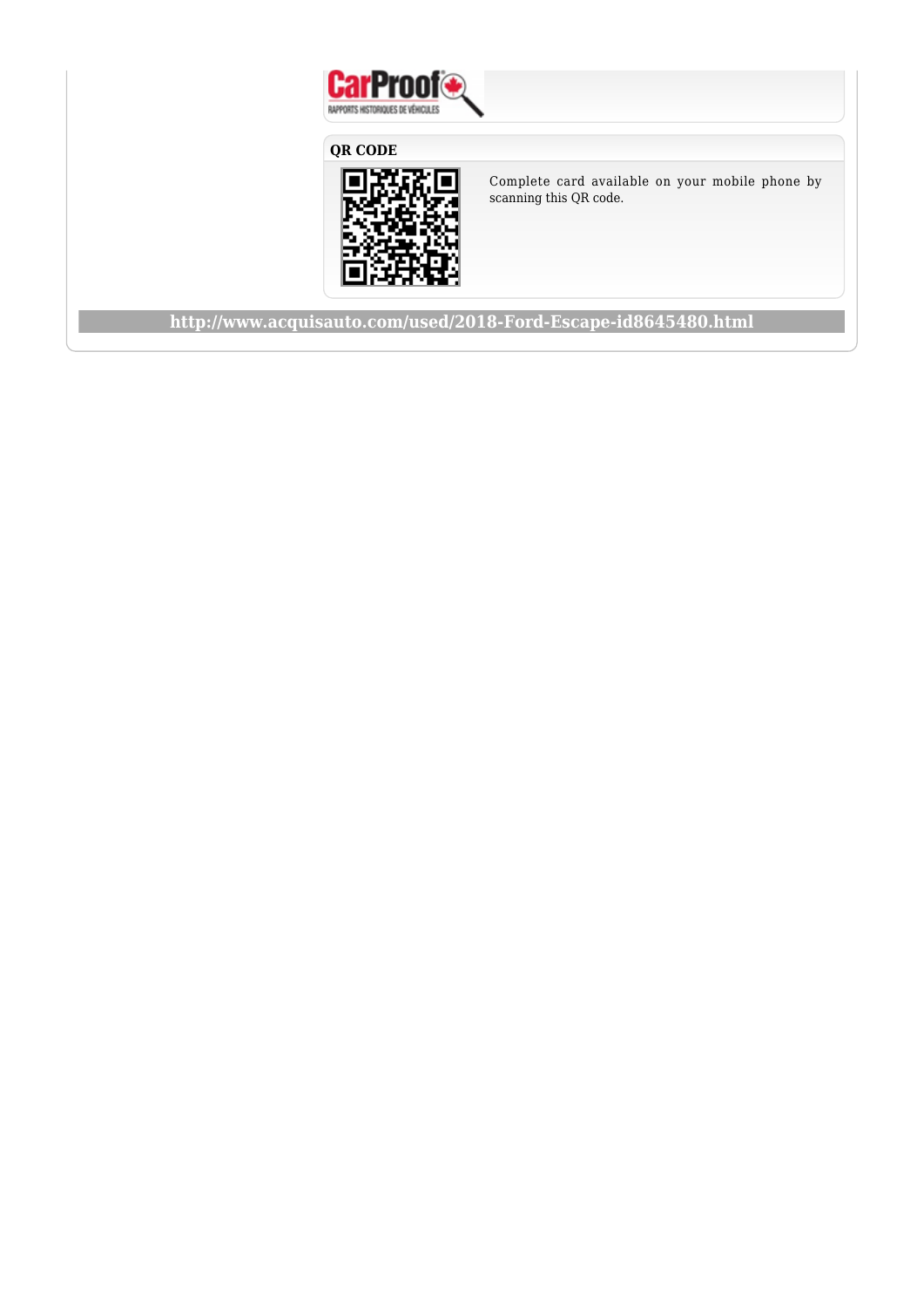CarProof
RAPPORTS HISTORIQUES DE VÉHICULES

**QR CODE**

Complete card available on your mobile phone by scanning this QR code.

**http://www.acquisauto.com/used/2018-Ford-Escape-id8645480.html**